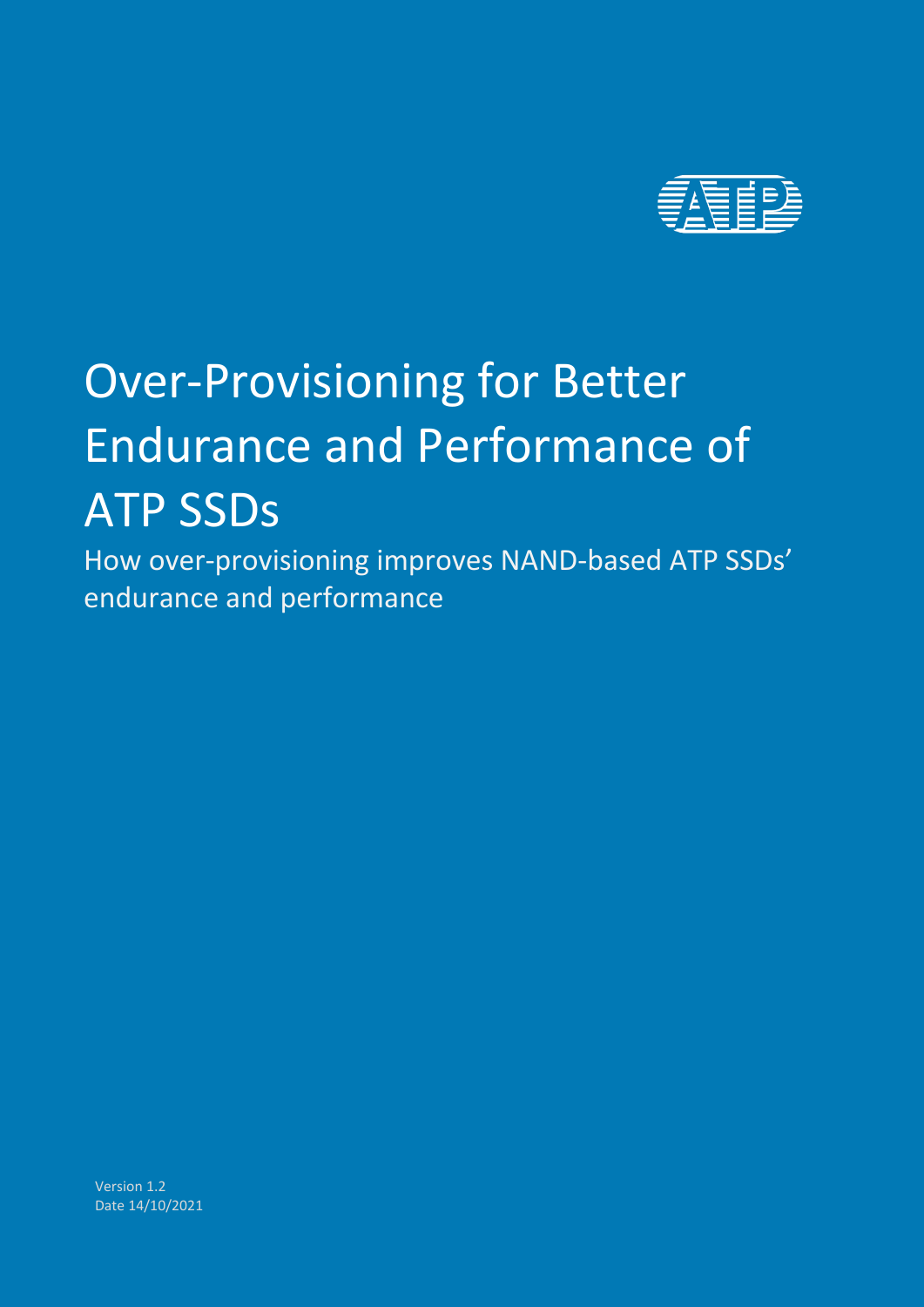# Over-Provisioning for Better Endurance and Performance of ATP SSDs

How over-provisioning improves NAND-based ATP SSDs' endurance and performance

Version 1.2
Date 14/10/2021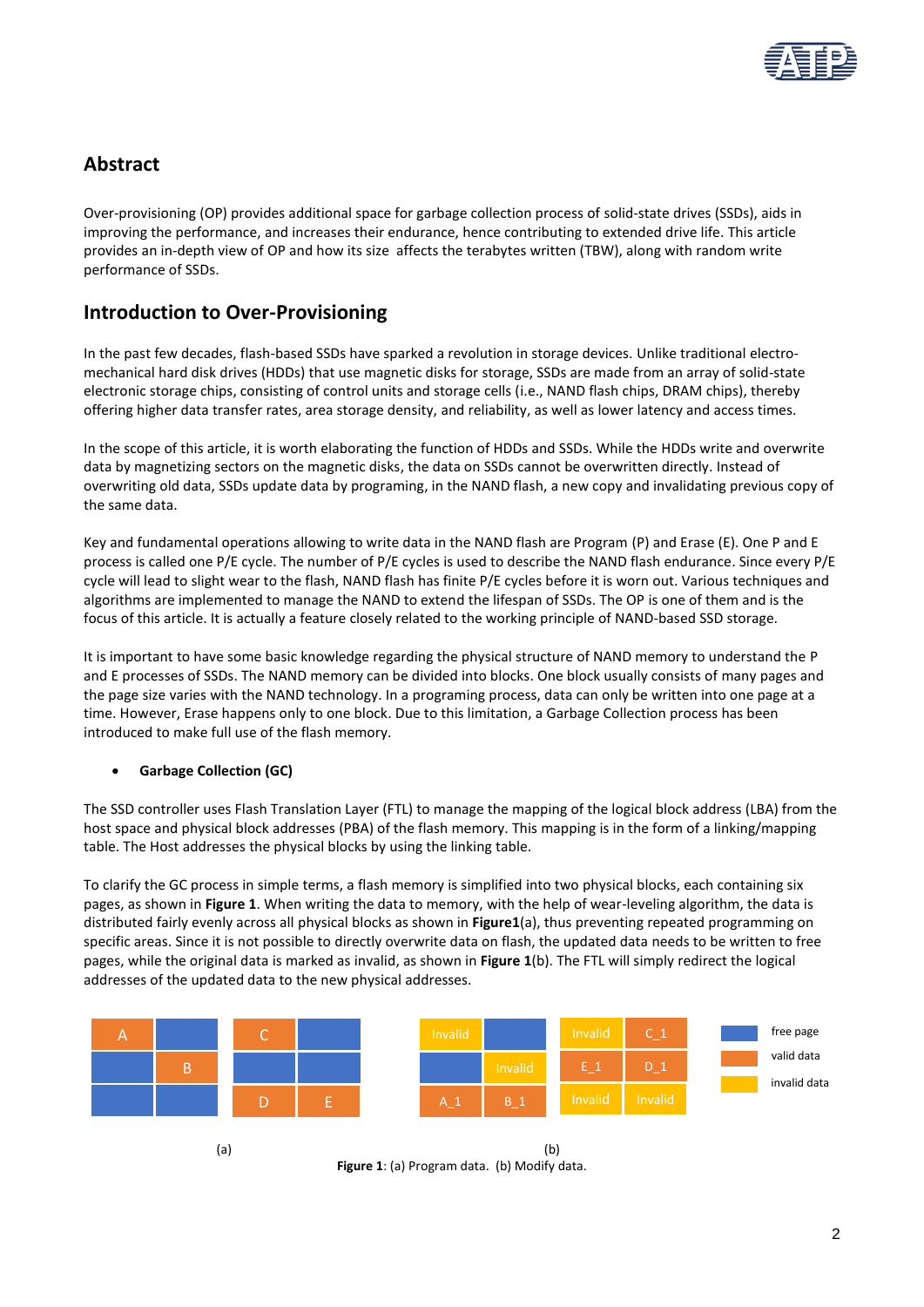## Abstract

Over-provisioning (OP) provides additional space for garbage collection process of solid-state drives (SSDs), aids in improving the performance, and increases their endurance, hence contributing to extended drive life. This article provides an in-depth view of OP and how its size affects the terabytes written (TBW), along with random write performance of SSDs.

## Introduction to Over-Provisioning

In the past few decades, flash-based SSDs have sparked a revolution in storage devices. Unlike traditional electro-mechanical hard disk drives (HDDs) that use magnetic disks for storage, SSDs are made from an array of solid-state electronic storage chips, consisting of control units and storage cells (i.e., NAND flash chips, DRAM chips), thereby offering higher data transfer rates, area storage density, and reliability, as well as lower latency and access times.

In the scope of this article, it is worth elaborating the function of HDDs and SSDs. While the HDDs write and overwrite data by magnetizing sectors on the magnetic disks, the data on SSDs cannot be overwritten directly. Instead of overwriting old data, SSDs update data by programing, in the NAND flash, a new copy and invalidating previous copy of the same data.

Key and fundamental operations allowing to write data in the NAND flash are Program (P) and Erase (E). One P and E process is called one P/E cycle. The number of P/E cycles is used to describe the NAND flash endurance. Since every P/E cycle will lead to slight wear to the flash, NAND flash has finite P/E cycles before it is worn out. Various techniques and algorithms are implemented to manage the NAND to extend the lifespan of SSDs. The OP is one of them and is the focus of this article. It is actually a feature closely related to the working principle of NAND-based SSD storage.

It is important to have some basic knowledge regarding the physical structure of NAND memory to understand the P and E processes of SSDs. The NAND memory can be divided into blocks. One block usually consists of many pages and the page size varies with the NAND technology. In a programing process, data can only be written into one page at a time. However, Erase happens only to one block. Due to this limitation, a Garbage Collection process has been introduced to make full use of the flash memory.

- **Garbage Collection (GC)**

The SSD controller uses Flash Translation Layer (FTL) to manage the mapping of the logical block address (LBA) from the host space and physical block addresses (PBA) of the flash memory. This mapping is in the form of a linking/mapping table. The Host addresses the physical blocks by using the linking table.

To clarify the GC process in simple terms, a flash memory is simplified into two physical blocks, each containing six pages, as shown in **Figure 1**. When writing the data to memory, with the help of wear-leveling algorithm, the data is distributed fairly evenly across all physical blocks as shown in **Figure1**(a), thus preventing repeated programming on specific areas. Since it is not possible to directly overwrite data on flash, the updated data needs to be written to free pages, while the original data is marked as invalid, as shown in **Figure 1**(b). The FTL will simply redirect the logical addresses of the updated data to the new physical addresses.

| A | | C | |
|---|---|---|---|
| | B | | |
| | | D | E |

(a)

| Invalid | | Invalid | C_1 |
|---|---|---|---|
| | Invalid | E_1 | D_1 |
| A_1 | B_1 | Invalid | Invalid |

(b)

Legend: free page; valid data; invalid data

**Figure 1**: (a) Program data. (b) Modify data.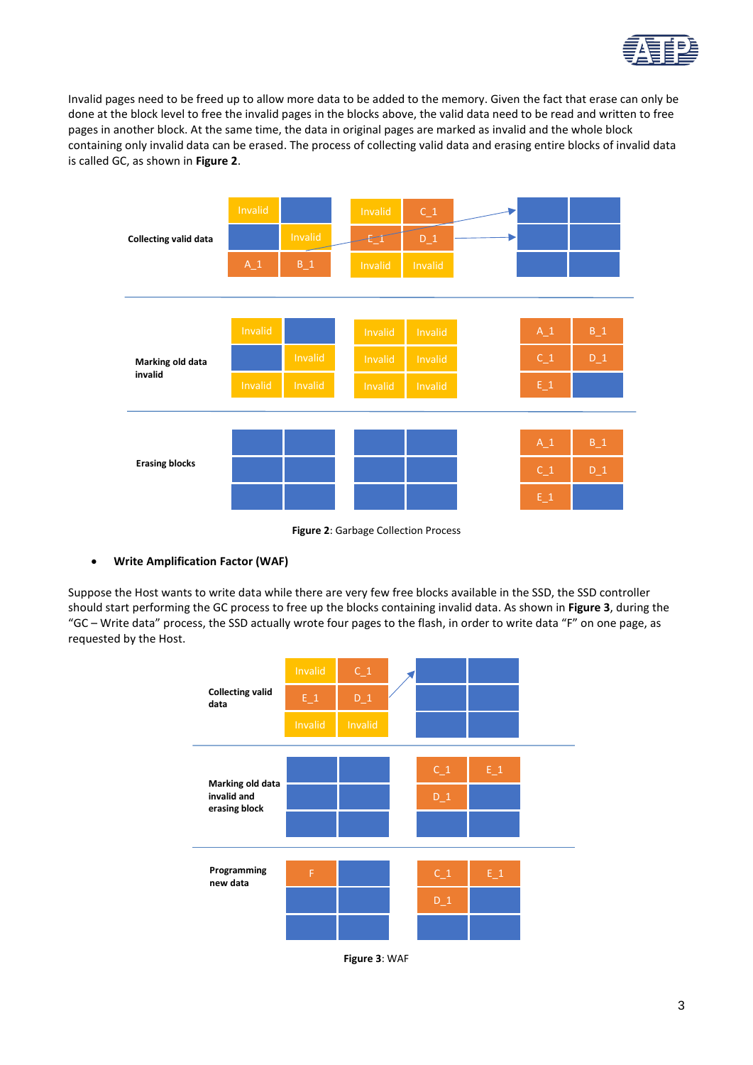Invalid pages need to be freed up to allow more data to be added to the memory. Given the fact that erase can only be done at the block level to free the invalid pages in the blocks above, the valid data need to be read and written to free pages in another block. At the same time, the data in original pages are marked as invalid and the whole block containing only invalid data can be erased. The process of collecting valid data and erasing entire blocks of invalid data is called GC, as shown in **Figure 2**.

**Figure 2**: Garbage Collection Process

- **Write Amplification Factor (WAF)**

Suppose the Host wants to write data while there are very few free blocks available in the SSD, the SSD controller should start performing the GC process to free up the blocks containing invalid data. As shown in **Figure 3**, during the "GC – Write data" process, the SSD actually wrote four pages to the flash, in order to write data "F" on one page, as requested by the Host.

**Figure 3**: WAF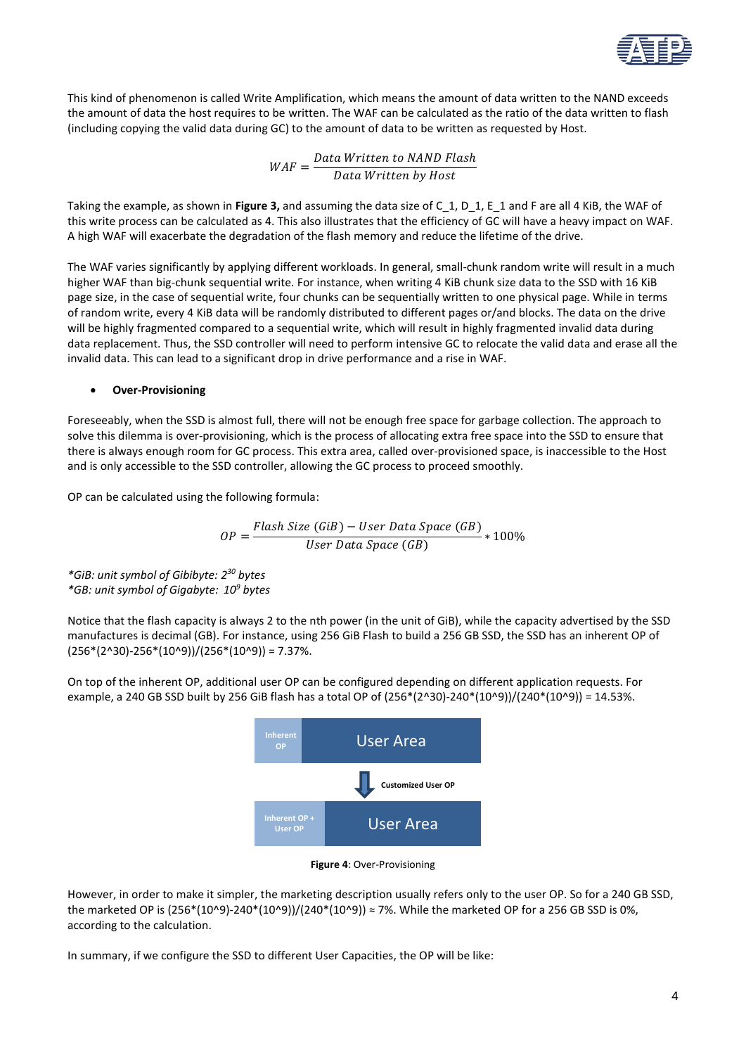This kind of phenomenon is called Write Amplification, which means the amount of data written to the NAND exceeds the amount of data the host requires to be written. The WAF can be calculated as the ratio of the data written to flash (including copying the valid data during GC) to the amount of data to be written as requested by Host.

$$WAF = \frac{Data\ Written\ to\ NAND\ Flash}{Data\ Written\ by\ Host}$$

Taking the example, as shown in **Figure 3,** and assuming the data size of C_1, D_1, E_1 and F are all 4 KiB, the WAF of this write process can be calculated as 4. This also illustrates that the efficiency of GC will have a heavy impact on WAF. A high WAF will exacerbate the degradation of the flash memory and reduce the lifetime of the drive.

The WAF varies significantly by applying different workloads. In general, small-chunk random write will result in a much higher WAF than big-chunk sequential write. For instance, when writing 4 KiB chunk size data to the SSD with 16 KiB page size, in the case of sequential write, four chunks can be sequentially written to one physical page. While in terms of random write, every 4 KiB data will be randomly distributed to different pages or/and blocks. The data on the drive will be highly fragmented compared to a sequential write, which will result in highly fragmented invalid data during data replacement. Thus, the SSD controller will need to perform intensive GC to relocate the valid data and erase all the invalid data. This can lead to a significant drop in drive performance and a rise in WAF.

- **Over-Provisioning**

Foreseeably, when the SSD is almost full, there will not be enough free space for garbage collection. The approach to solve this dilemma is over-provisioning, which is the process of allocating extra free space into the SSD to ensure that there is always enough room for GC process. This extra area, called over-provisioned space, is inaccessible to the Host and is only accessible to the SSD controller, allowing the GC process to proceed smoothly.

OP can be calculated using the following formula:

$$OP = \frac{Flash\ Size\ (GiB) - User\ Data\ Space\ (GB)}{User\ Data\ Space\ (GB)} * 100\%$$

*\*GiB: unit symbol of Gibibyte: $2^{30}$ bytes*
*\*GB: unit symbol of Gigabyte: $10^{9}$ bytes*

Notice that the flash capacity is always 2 to the nth power (in the unit of GiB), while the capacity advertised by the SSD manufactures is decimal (GB). For instance, using 256 GiB Flash to build a 256 GB SSD, the SSD has an inherent OP of (256*(2^30)-256*(10^9))/(256*(10^9)) = 7.37%.

On top of the inherent OP, additional user OP can be configured depending on different application requests. For example, a 240 GB SSD built by 256 GiB flash has a total OP of (256*(2^30)-240*(10^9))/(240*(10^9)) = 14.53%.

| Inherent OP | User Area |
|---|---|

Customized User OP

| Inherent OP + User OP | User Area |
|---|---|

**Figure 4**: Over-Provisioning

However, in order to make it simpler, the marketing description usually refers only to the user OP. So for a 240 GB SSD, the marketed OP is (256*(10^9)-240*(10^9))/(240*(10^9)) ≈ 7%. While the marketed OP for a 256 GB SSD is 0%, according to the calculation.

In summary, if we configure the SSD to different User Capacities, the OP will be like: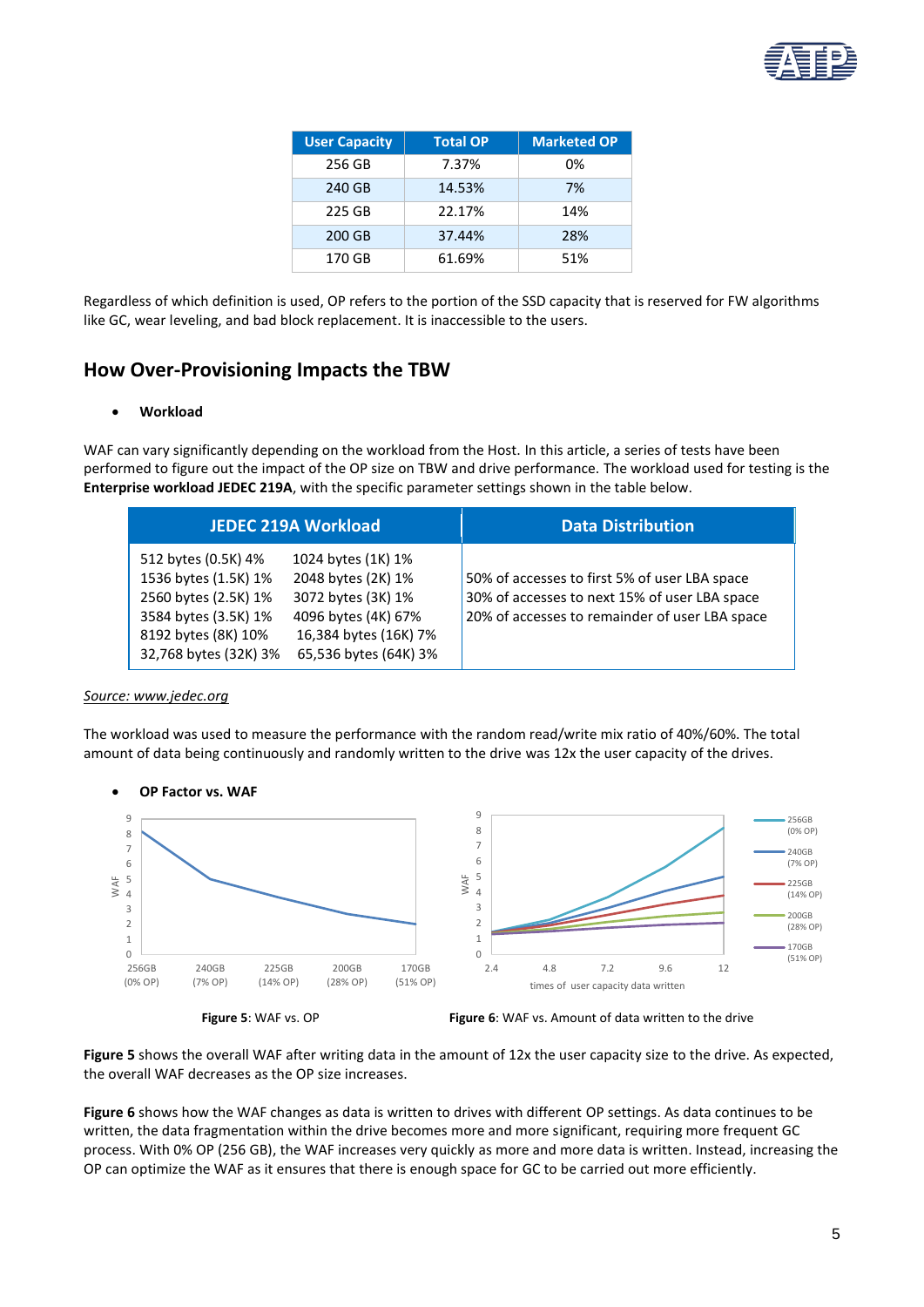| User Capacity | Total OP | Marketed OP |
|---|---|---|
| 256 GB | 7.37% | 0% |
| 240 GB | 14.53% | 7% |
| 225 GB | 22.17% | 14% |
| 200 GB | 37.44% | 28% |
| 170 GB | 61.69% | 51% |

Regardless of which definition is used, OP refers to the portion of the SSD capacity that is reserved for FW algorithms like GC, wear leveling, and bad block replacement. It is inaccessible to the users.

## How Over-Provisioning Impacts the TBW

- **Workload**

WAF can vary significantly depending on the workload from the Host. In this article, a series of tests have been performed to figure out the impact of the OP size on TBW and drive performance. The workload used for testing is the **Enterprise workload JEDEC 219A**, with the specific parameter settings shown in the table below.

| JEDEC 219A Workload | | Data Distribution |
|---|---|---|
| 512 bytes (0.5K) 4% | 1024 bytes (1K) 1% | 50% of accesses to first 5% of user LBA space |
| 1536 bytes (1.5K) 1% | 2048 bytes (2K) 1% | 30% of accesses to next 15% of user LBA space |
| 2560 bytes (2.5K) 1% | 3072 bytes (3K) 1% | 20% of accesses to remainder of user LBA space |
| 3584 bytes (3.5K) 1% | 4096 bytes (4K) 67% | |
| 8192 bytes (8K) 10% | 16,384 bytes (16K) 7% | |
| 32,768 bytes (32K) 3% | 65,536 bytes (64K) 3% | |

*Source: www.jedec.org*

The workload was used to measure the performance with the random read/write mix ratio of 40%/60%. The total amount of data being continuously and randomly written to the drive was 12x the user capacity of the drives.

- **OP Factor vs. WAF**

**Figure 5**: WAF vs. OP

**Figure 6**: WAF vs. Amount of data written to the drive

**Figure 5** shows the overall WAF after writing data in the amount of 12x the user capacity size to the drive. As expected, the overall WAF decreases as the OP size increases.

**Figure 6** shows how the WAF changes as data is written to drives with different OP settings. As data continues to be written, the data fragmentation within the drive becomes more and more significant, requiring more frequent GC process. With 0% OP (256 GB), the WAF increases very quickly as more and more data is written. Instead, increasing the OP can optimize the WAF as it ensures that there is enough space for GC to be carried out more efficiently.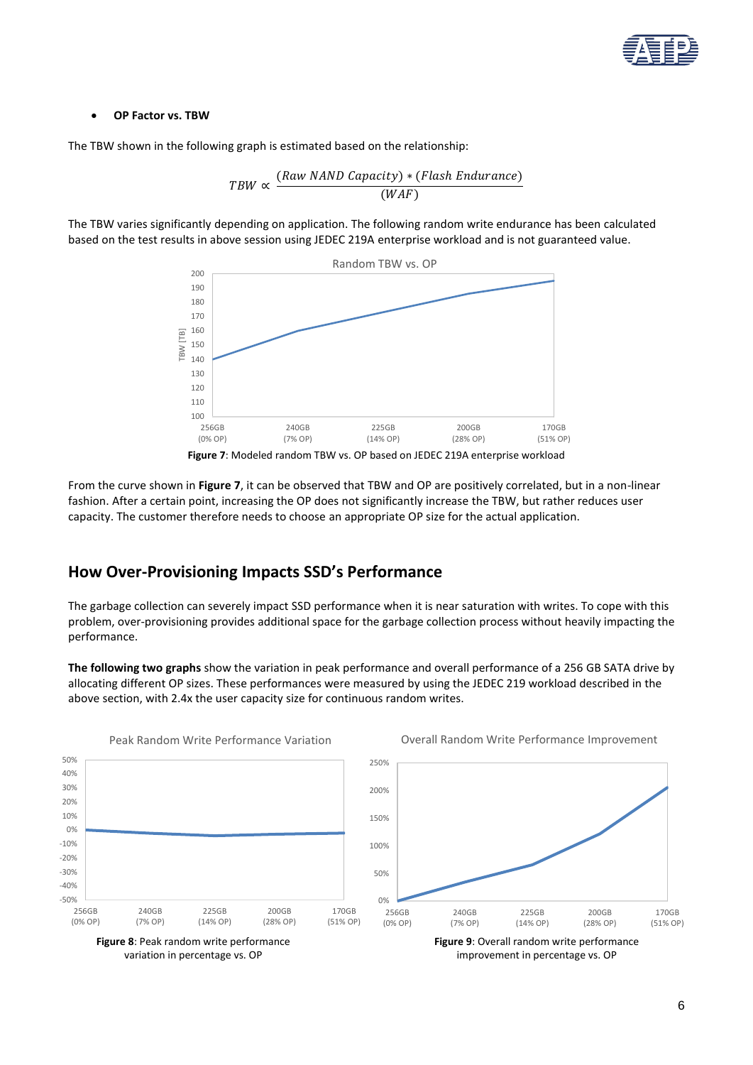- **OP Factor vs. TBW**

The TBW shown in the following graph is estimated based on the relationship:

$$TBW \propto \frac{(Raw\ NAND\ Capacity) * (Flash\ Endurance)}{(WAF)}$$

The TBW varies significantly depending on application. The following random write endurance has been calculated based on the test results in above session using JEDEC 219A enterprise workload and is not guaranteed value.

**Figure 7**: Modeled random TBW vs. OP based on JEDEC 219A enterprise workload

From the curve shown in **Figure 7**, it can be observed that TBW and OP are positively correlated, but in a non-linear fashion. After a certain point, increasing the OP does not significantly increase the TBW, but rather reduces user capacity. The customer therefore needs to choose an appropriate OP size for the actual application.

## How Over-Provisioning Impacts SSD's Performance

The garbage collection can severely impact SSD performance when it is near saturation with writes. To cope with this problem, over-provisioning provides additional space for the garbage collection process without heavily impacting the performance.

**The following two graphs** show the variation in peak performance and overall performance of a 256 GB SATA drive by allocating different OP sizes. These performances were measured by using the JEDEC 219 workload described in the above section, with 2.4x the user capacity size for continuous random writes.

**Figure 8**: Peak random write performance variation in percentage vs. OP

**Figure 9**: Overall random write performance improvement in percentage vs. OP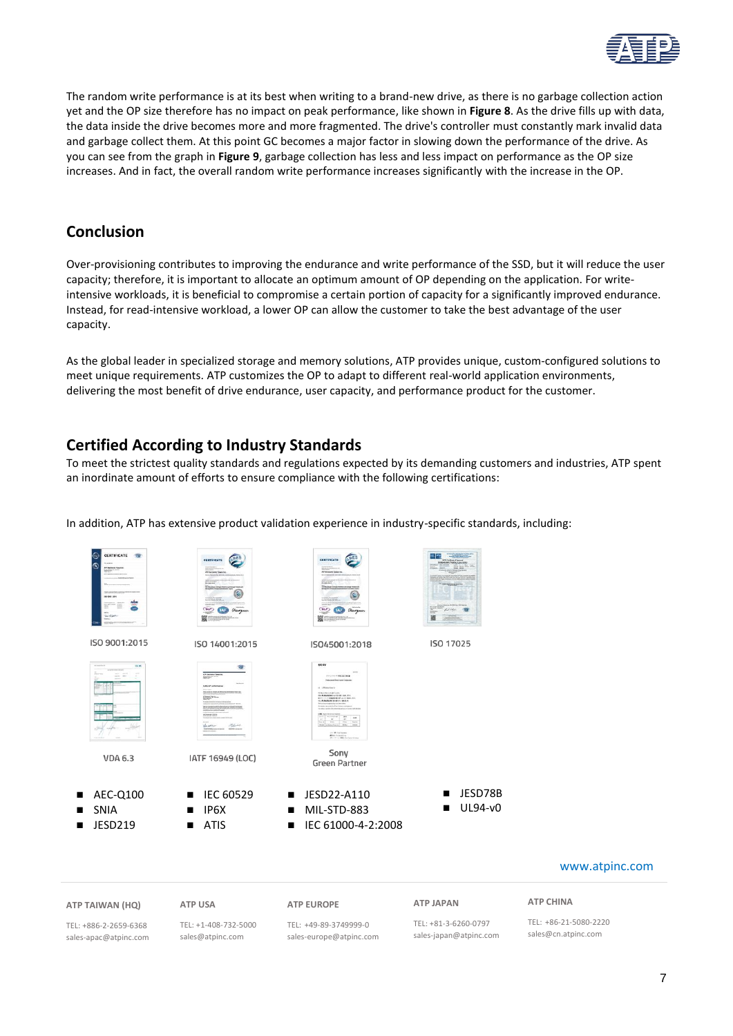The random write performance is at its best when writing to a brand-new drive, as there is no garbage collection action yet and the OP size therefore has no impact on peak performance, like shown in **Figure 8**. As the drive fills up with data, the data inside the drive becomes more and more fragmented. The drive's controller must constantly mark invalid data and garbage collect them. At this point GC becomes a major factor in slowing down the performance of the drive. As you can see from the graph in **Figure 9**, garbage collection has less and less impact on performance as the OP size increases. And in fact, the overall random write performance increases significantly with the increase in the OP.

## Conclusion

Over-provisioning contributes to improving the endurance and write performance of the SSD, but it will reduce the user capacity; therefore, it is important to allocate an optimum amount of OP depending on the application. For write-intensive workloads, it is beneficial to compromise a certain portion of capacity for a significantly improved endurance. Instead, for read-intensive workload, a lower OP can allow the customer to take the best advantage of the user capacity.

As the global leader in specialized storage and memory solutions, ATP provides unique, custom-configured solutions to meet unique requirements. ATP customizes the OP to adapt to different real-world application environments, delivering the most benefit of drive endurance, user capacity, and performance product for the customer.

## Certified According to Industry Standards

To meet the strictest quality standards and regulations expected by its demanding customers and industries, ATP spent an inordinate amount of efforts to ensure compliance with the following certifications:

In addition, ATP has extensive product validation experience in industry-specific standards, including:

ISO 9001:2015

ISO 14001:2015

ISO45001:2018

ISO 17025

VDA 6.3

IATF 16949 (LOC)

Sony Green Partner

- AEC-Q100
- SNIA
- JESD219
- IEC 60529
- IP6X
- ATIS
- JESD22-A110
- MIL-STD-883
- IEC 61000-4-2:2008
- JESD78B
- UL94-v0

www.atpinc.com

**ATP TAIWAN (HQ)**
TEL: +886-2-2659-6368
sales-apac@atpinc.com

**ATP USA**
TEL: +1-408-732-5000
sales@atpinc.com

**ATP EUROPE**
TEL: +49-89-3749999-0
sales-europe@atpinc.com

**ATP JAPAN**
TEL: +81-3-6260-0797
sales-japan@atpinc.com

**ATP CHINA**
TEL: +86-21-5080-2220
sales@cn.atpinc.com